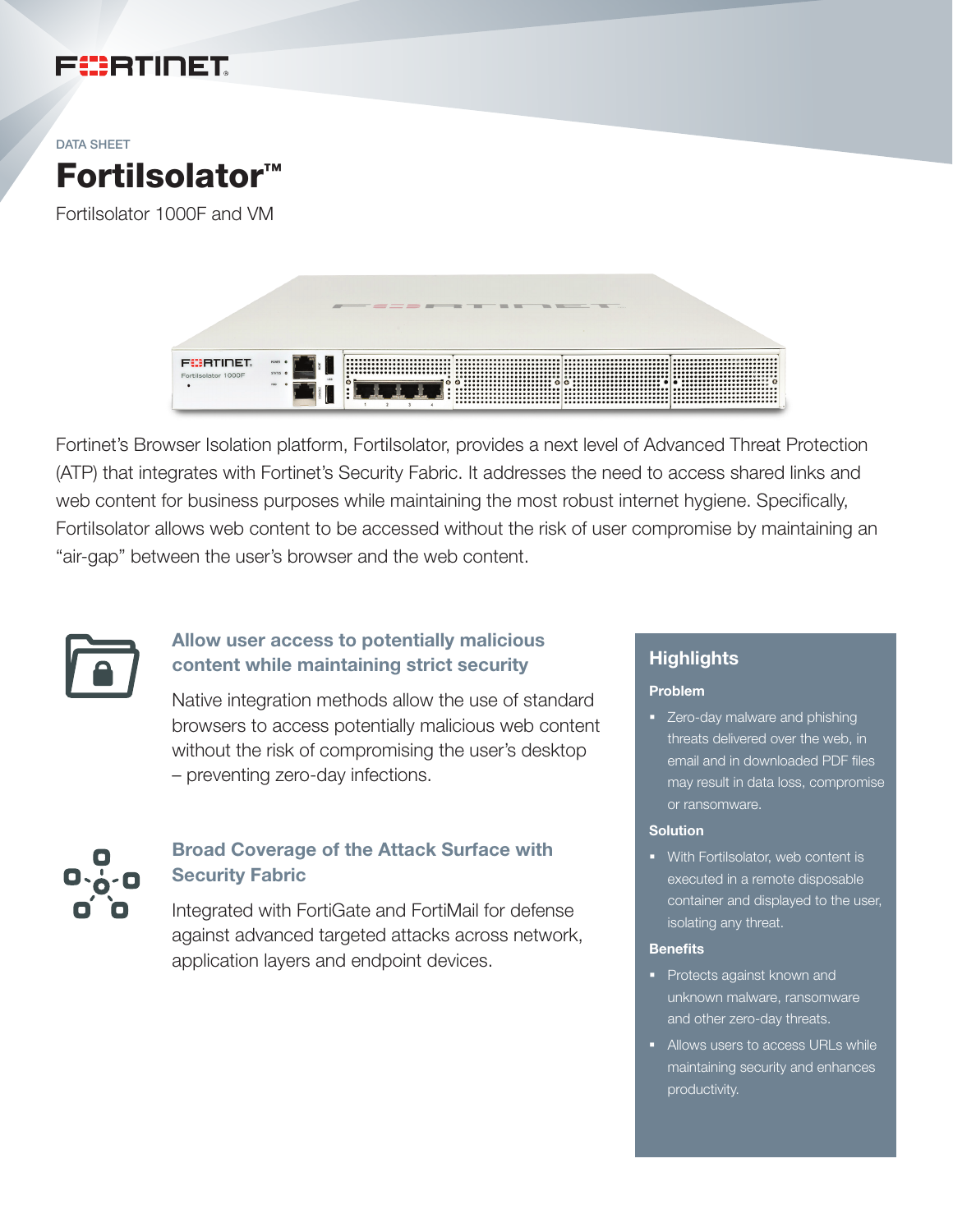DATA SHEET

# FortiIsolator™

FortiIsolator 1000F and VM

Fortinet's Browser Isolation platform, FortiIsolator, provides a next level of Advanced Threat Protection (ATP) that integrates with Fortinet's Security Fabric. It addresses the need to access shared links and web content for business purposes while maintaining the most robust internet hygiene. Specifically, FortiIsolator allows web content to be accessed without the risk of user compromise by maintaining an "air-gap" between the user's browser and the web content.

### Allow user access to potentially malicious content while maintaining strict security

Native integration methods allow the use of standard browsers to access potentially malicious web content without the risk of compromising the user's desktop – preventing zero-day infections.

### Broad Coverage of the Attack Surface with Security Fabric

Integrated with FortiGate and FortiMail for defense against advanced targeted attacks across network, application layers and endpoint devices.

## Highlights

**Problem**

- Zero-day malware and phishing threats delivered over the web, in email and in downloaded PDF files may result in data loss, compromise or ransomware.

**Solution**

- With FortiIsolator, web content is executed in a remote disposable container and displayed to the user, isolating any threat.

**Benefits**

- Protects against known and unknown malware, ransomware and other zero-day threats.
- Allows users to access URLs while maintaining security and enhances productivity.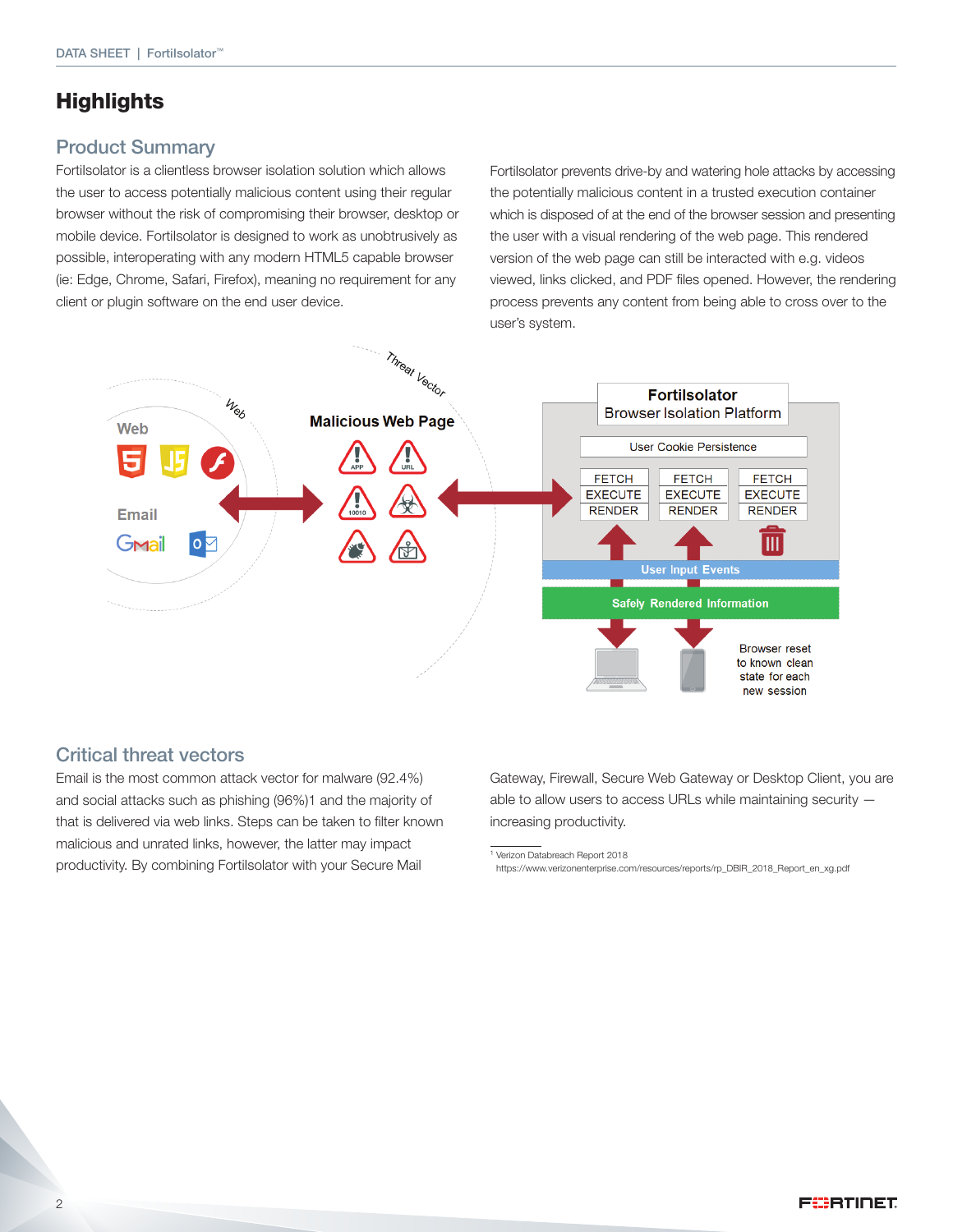# Highlights

## Product Summary

FortiIsolator is a clientless browser isolation solution which allows the user to access potentially malicious content using their regular browser without the risk of compromising their browser, desktop or mobile device. FortiIsolator is designed to work as unobtrusively as possible, interoperating with any modern HTML5 capable browser (ie: Edge, Chrome, Safari, Firefox), meaning no requirement for any client or plugin software on the end user device.

FortiIsolator prevents drive-by and watering hole attacks by accessing the potentially malicious content in a trusted execution container which is disposed of at the end of the browser session and presenting the user with a visual rendering of the web page. This rendered version of the web page can still be interacted with e.g. videos viewed, links clicked, and PDF files opened. However, the rendering process prevents any content from being able to cross over to the user's system.

## Critical threat vectors

Email is the most common attack vector for malware (92.4%) and social attacks such as phishing (96%)1 and the majority of that is delivered via web links. Steps can be taken to filter known malicious and unrated links, however, the latter may impact productivity. By combining FortiIsolator with your Secure Mail Gateway, Firewall, Secure Web Gateway or Desktop Client, you are able to allow users to access URLs while maintaining security — increasing productivity.

[1] Verizon Databreach Report 2018
https://www.verizonenterprise.com/resources/reports/rp_DBIR_2018_Report_en_xg.pdf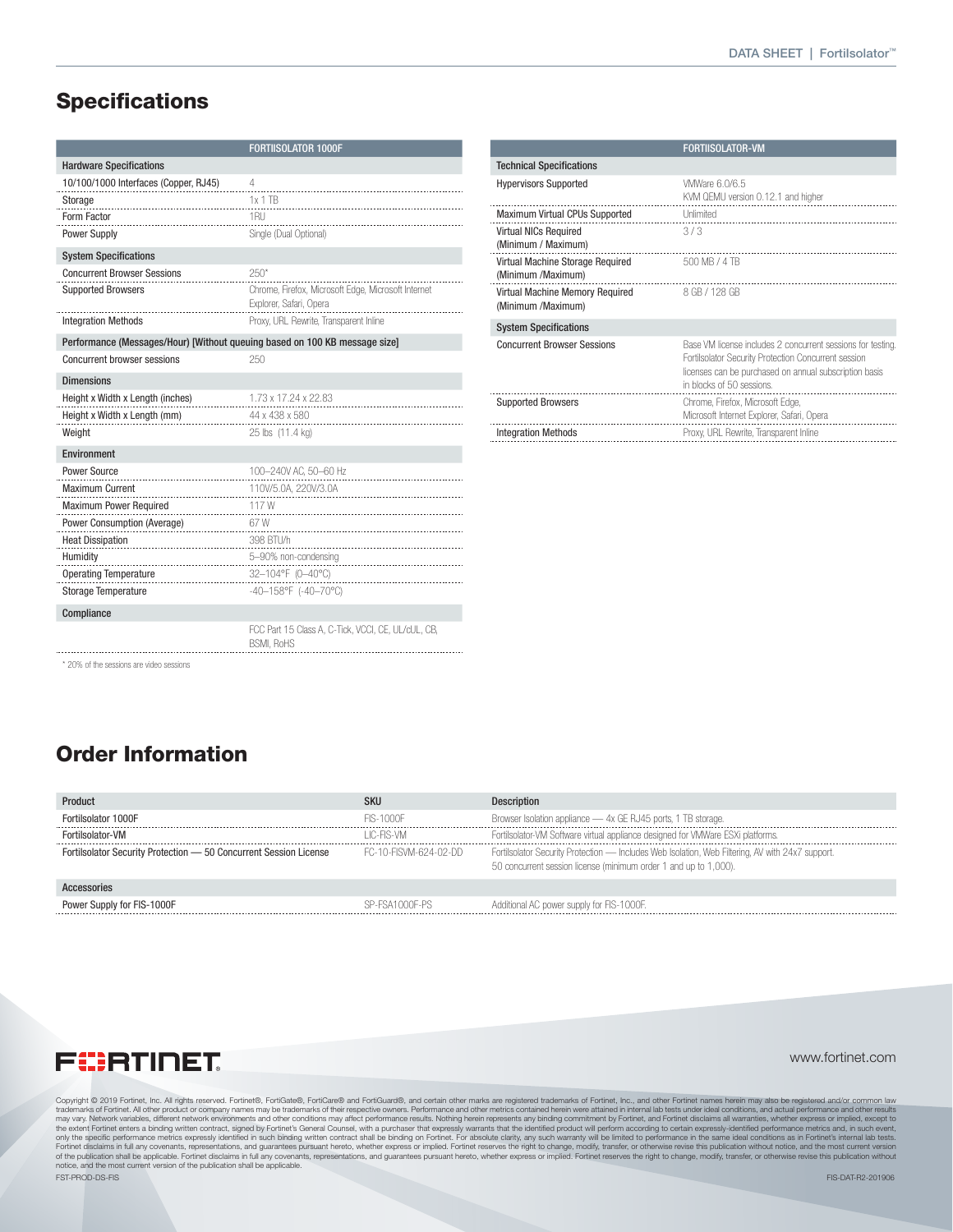## Specifications

| | FORTIISOLATOR 1000F |
|---|---|
| **Hardware Specifications** | |
| 10/100/1000 Interfaces (Copper, RJ45) | 4 |
| Storage | 1x 1 TB |
| Form Factor | 1RU |
| Power Supply | Single (Dual Optional) |
| **System Specifications** | |
| Concurrent Browser Sessions | 250* |
| Supported Browsers | Chrome, Firefox, Microsoft Edge, Microsoft Internet Explorer, Safari, Opera |
| Integration Methods | Proxy, URL Rewrite, Transparent Inline |
| **Performance (Messages/Hour) [Without queuing based on 100 KB message size]** | |
| Concurrent browser sessions | 250 |
| **Dimensions** | |
| Height x Width x Length (inches) | 1.73 x 17.24 x 22.83 |
| Height x Width x Length (mm) | 44 x 438 x 580 |
| Weight | 25 lbs (11.4 kg) |
| **Environment** | |
| Power Source | 100–240V AC, 50–60 Hz |
| Maximum Current | 110V/5.0A, 220V/3.0A |
| Maximum Power Required | 117 W |
| Power Consumption (Average) | 67 W |
| Heat Dissipation | 398 BTU/h |
| Humidity | 5–90% non-condensing |
| Operating Temperature | 32–104°F (0–40°C) |
| Storage Temperature | -40–158°F (-40–70°C) |
| **Compliance** | |
| | FCC Part 15 Class A, C-Tick, VCCI, CE, UL/cUL, CB, BSMI, RoHS |

* 20% of the sessions are video sessions

| | FORTIISOLATOR-VM |
|---|---|
| **Technical Specifications** | |
| Hypervisors Supported | VMWare 6.0/6.5<br>KVM QEMU version 0.12.1 and higher |
| Maximum Virtual CPUs Supported | Unlimited |
| Virtual NICs Required (Minimum / Maximum) | 3 / 3 |
| Virtual Machine Storage Required (Minimum /Maximum) | 500 MB / 4 TB |
| Virtual Machine Memory Required (Minimum /Maximum) | 8 GB / 128 GB |
| **System Specifications** | |
| Concurrent Browser Sessions | Base VM license includes 2 concurrent sessions for testing. FortiIsolator Security Protection Concurrent session licenses can be purchased on annual subscription basis in blocks of 50 sessions. |
| Supported Browsers | Chrome, Firefox, Microsoft Edge, Microsoft Internet Explorer, Safari, Opera |
| Integration Methods | Proxy, URL Rewrite, Transparent Inline |

## Order Information

| Product | SKU | Description |
|---|---|---|
| FortiIsolator 1000F | FIS-1000F | Browser Isolation appliance — 4x GE RJ45 ports, 1 TB storage. |
| FortiIsolator-VM | LIC-FIS-VM | FortiIsolator-VM Software virtual appliance designed for VMWare ESXi platforms. |
| FortiIsolator Security Protection — 50 Concurrent Session License | FC-10-FISVM-624-02-DD | FortiIsolator Security Protection — Includes Web Isolation, Web Filtering, AV with 24x7 support. 50 concurrent session license (minimum order 1 and up to 1,000). |
| **Accessories** | | |
| Power Supply for FIS-1000F | SP-FSA1000F-PS | Additional AC power supply for FIS-1000F. |

www.fortinet.com

Copyright © 2019 Fortinet, Inc. All rights reserved. Fortinet®, FortiGate®, FortiCare® and FortiGuard®, and certain other marks are registered trademarks of Fortinet, Inc., and other Fortinet names herein may also be registered and/or common law trademarks of Fortinet. All other product or company names may be trademarks of their respective owners. Performance and other metrics contained herein were attained in internal lab tests under ideal conditions, and actual performance and other results may vary. Network variables, different network environments and other conditions may affect performance results. Nothing herein represents any binding commitment by Fortinet, and Fortinet disclaims all warranties, whether express or implied, except to the extent Fortinet enters a binding written contract, signed by Fortinet's General Counsel, with a purchaser that expressly warrants that the identified product will perform according to certain expressly-identified performance metrics and, in such event, only the specific performance metrics expressly identified in such binding written contract shall be binding on Fortinet. For absolute clarity, any such warranty will be limited to performance in the same ideal conditions as in Fortinet's internal lab tests. Fortinet disclaims in full any covenants, representations, and guarantees pursuant hereto, whether express or implied. Fortinet reserves the right to change, modify, transfer, or otherwise revise this publication without notice, and the most current version of the publication shall be applicable. Fortinet disclaims in full any covenants, representations, and guarantees pursuant hereto, whether express or implied. Fortinet reserves the right to change, modify, transfer, or otherwise revise this publication without notice, and the most current version of the publication shall be applicable.

FST-PROD-DS-FIS

FIS-DAT-R2-201906